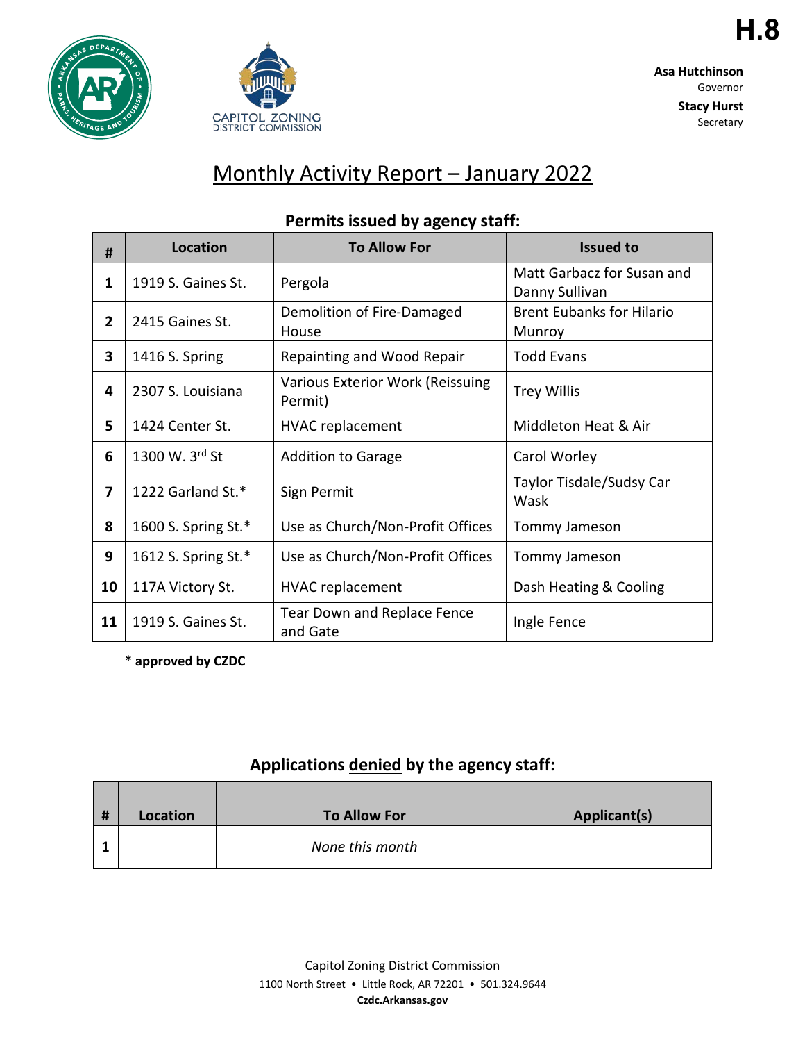H.8

**Asa Hutchinson**
Governor

**Stacy Hurst**
Secretary

# Monthly Activity Report – January 2022

## Permits issued by agency staff:

| # | Location | To Allow For | Issued to |
|---|---|---|---|
| 1 | 1919 S. Gaines St. | Pergola | Matt Garbacz for Susan and Danny Sullivan |
| 2 | 2415 Gaines St. | Demolition of Fire-Damaged House | Brent Eubanks for Hilario Munroy |
| 3 | 1416 S. Spring | Repainting and Wood Repair | Todd Evans |
| 4 | 2307 S. Louisiana | Various Exterior Work (Reissuing Permit) | Trey Willis |
| 5 | 1424 Center St. | HVAC replacement | Middleton Heat & Air |
| 6 | 1300 W. 3rd St | Addition to Garage | Carol Worley |
| 7 | 1222 Garland St.* | Sign Permit | Taylor Tisdale/Sudsy Car Wask |
| 8 | 1600 S. Spring St.* | Use as Church/Non-Profit Offices | Tommy Jameson |
| 9 | 1612 S. Spring St.* | Use as Church/Non-Profit Offices | Tommy Jameson |
| 10 | 117A Victory St. | HVAC replacement | Dash Heating & Cooling |
| 11 | 1919 S. Gaines St. | Tear Down and Replace Fence and Gate | Ingle Fence |

**\* approved by CZDC**

## Applications denied by the agency staff:

| # | Location | To Allow For | Applicant(s) |
|---|---|---|---|
| 1 | | *None this month* | |

Capitol Zoning District Commission
1100 North Street • Little Rock, AR 72201 • 501.324.9644
**Czdc.Arkansas.gov**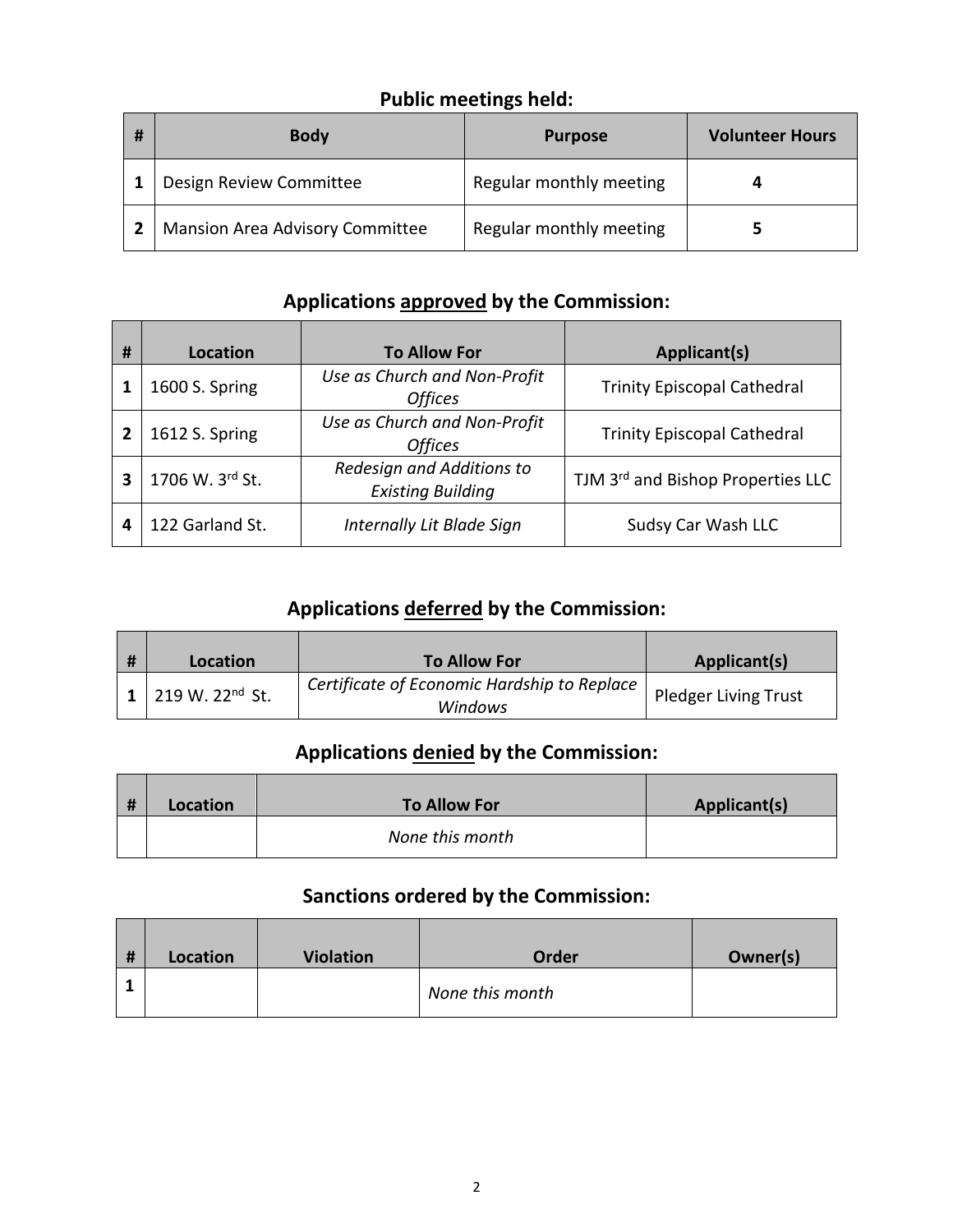## Public meetings held:

| # | Body | Purpose | Volunteer Hours |
|---|---|---|---|
| 1 | Design Review Committee | Regular monthly meeting | 4 |
| 2 | Mansion Area Advisory Committee | Regular monthly meeting | 5 |

## Applications <u>approved</u> by the Commission:

| # | Location | To Allow For | Applicant(s) |
|---|---|---|---|
| 1 | 1600 S. Spring | *Use as Church and Non-Profit Offices* | Trinity Episcopal Cathedral |
| 2 | 1612 S. Spring | *Use as Church and Non-Profit Offices* | Trinity Episcopal Cathedral |
| 3 | 1706 W. 3rd St. | *Redesign and Additions to Existing Building* | TJM 3rd and Bishop Properties LLC |
| 4 | 122 Garland St. | *Internally Lit Blade Sign* | Sudsy Car Wash LLC |

## Applications <u>deferred</u> by the Commission:

| # | Location | To Allow For | Applicant(s) |
|---|---|---|---|
| 1 | 219 W. 22nd St. | *Certificate of Economic Hardship to Replace Windows* | Pledger Living Trust |

## Applications <u>denied</u> by the Commission:

| # | Location | To Allow For | Applicant(s) |
|---|---|---|---|
| | | *None this month* | |

## Sanctions ordered by the Commission:

| # | Location | Violation | Order | Owner(s) |
|---|---|---|---|---|
| 1 | | | *None this month* | |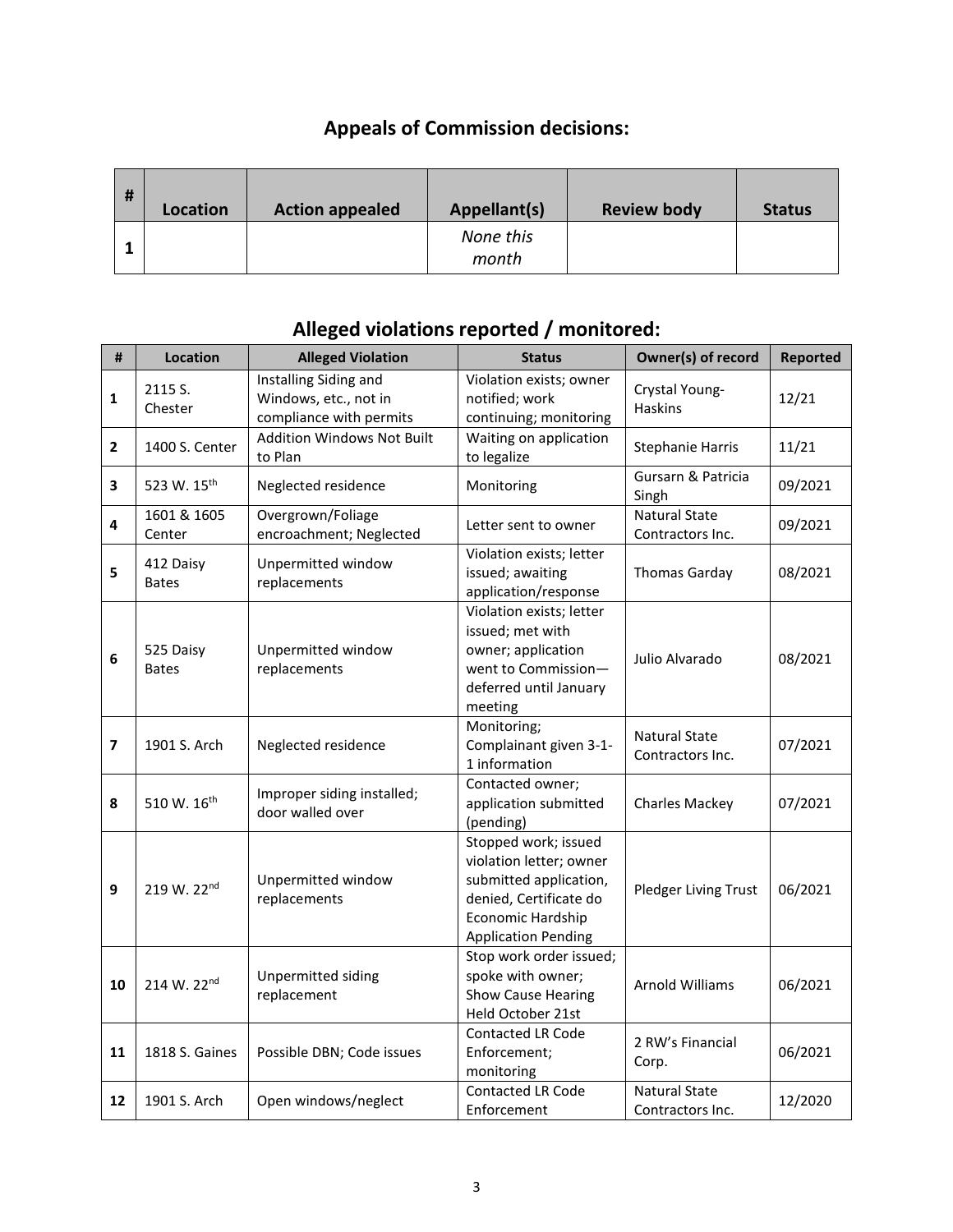## Appeals of Commission decisions:

| # | Location | Action appealed | Appellant(s) | Review body | Status |
|---|---|---|---|---|---|
| 1 | | | *None this month* | | |

## Alleged violations reported / monitored:

| # | Location | Alleged Violation | Status | Owner(s) of record | Reported |
|---|---|---|---|---|---|
| 1 | 2115 S. Chester | Installing Siding and Windows, etc., not in compliance with permits | Violation exists; owner notified; work continuing; monitoring | Crystal Young-Haskins | 12/21 |
| 2 | 1400 S. Center | Addition Windows Not Built to Plan | Waiting on application to legalize | Stephanie Harris | 11/21 |
| 3 | 523 W. 15th | Neglected residence | Monitoring | Gursarn & Patricia Singh | 09/2021 |
| 4 | 1601 & 1605 Center | Overgrown/Foliage encroachment; Neglected | Letter sent to owner | Natural State Contractors Inc. | 09/2021 |
| 5 | 412 Daisy Bates | Unpermitted window replacements | Violation exists; letter issued; awaiting application/response | Thomas Garday | 08/2021 |
| 6 | 525 Daisy Bates | Unpermitted window replacements | Violation exists; letter issued; met with owner; application went to Commission—deferred until January meeting | Julio Alvarado | 08/2021 |
| 7 | 1901 S. Arch | Neglected residence | Monitoring; Complainant given 3-1-1 information | Natural State Contractors Inc. | 07/2021 |
| 8 | 510 W. 16th | Improper siding installed; door walled over | Contacted owner; application submitted (pending) | Charles Mackey | 07/2021 |
| 9 | 219 W. 22nd | Unpermitted window replacements | Stopped work; issued violation letter; owner submitted application, denied, Certificate do Economic Hardship Application Pending | Pledger Living Trust | 06/2021 |
| 10 | 214 W. 22nd | Unpermitted siding replacement | Stop work order issued; spoke with owner; Show Cause Hearing Held October 21st | Arnold Williams | 06/2021 |
| 11 | 1818 S. Gaines | Possible DBN; Code issues | Contacted LR Code Enforcement; monitoring | 2 RW's Financial Corp. | 06/2021 |
| 12 | 1901 S. Arch | Open windows/neglect | Contacted LR Code Enforcement | Natural State Contractors Inc. | 12/2020 |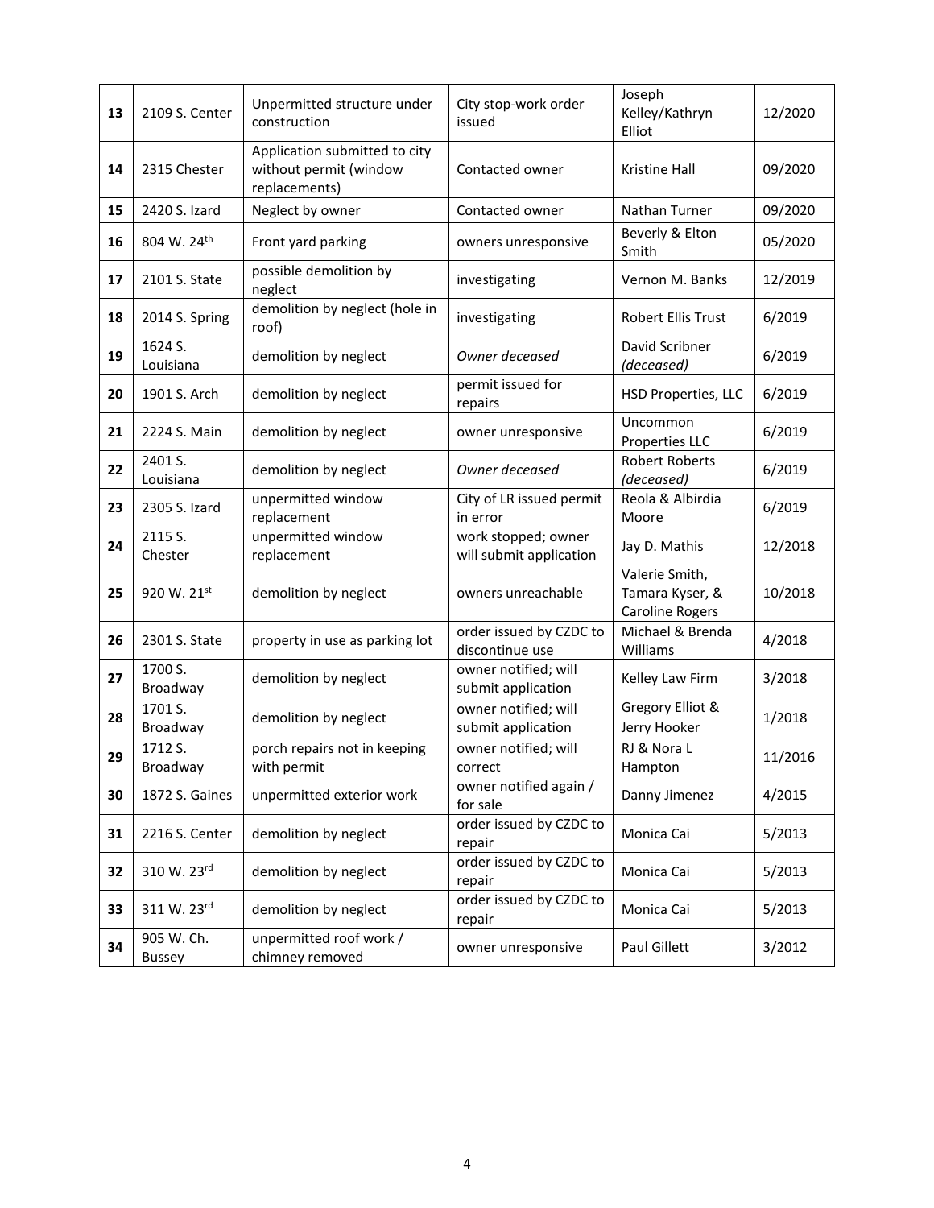| | | | | | |
|---|---|---|---|---|---|
| **13** | 2109 S. Center | Unpermitted structure under construction | City stop-work order issued | Joseph Kelley/Kathryn Elliot | 12/2020 |
| **14** | 2315 Chester | Application submitted to city without permit (window replacements) | Contacted owner | Kristine Hall | 09/2020 |
| **15** | 2420 S. Izard | Neglect by owner | Contacted owner | Nathan Turner | 09/2020 |
| **16** | 804 W. 24th | Front yard parking | owners unresponsive | Beverly & Elton Smith | 05/2020 |
| **17** | 2101 S. State | possible demolition by neglect | investigating | Vernon M. Banks | 12/2019 |
| **18** | 2014 S. Spring | demolition by neglect (hole in roof) | investigating | Robert Ellis Trust | 6/2019 |
| **19** | 1624 S. Louisiana | demolition by neglect | *Owner deceased* | David Scribner *(deceased)* | 6/2019 |
| **20** | 1901 S. Arch | demolition by neglect | permit issued for repairs | HSD Properties, LLC | 6/2019 |
| **21** | 2224 S. Main | demolition by neglect | owner unresponsive | Uncommon Properties LLC | 6/2019 |
| **22** | 2401 S. Louisiana | demolition by neglect | *Owner deceased* | Robert Roberts *(deceased)* | 6/2019 |
| **23** | 2305 S. Izard | unpermitted window replacement | City of LR issued permit in error | Reola & Albirdia Moore | 6/2019 |
| **24** | 2115 S. Chester | unpermitted window replacement | work stopped; owner will submit application | Jay D. Mathis | 12/2018 |
| **25** | 920 W. 21st | demolition by neglect | owners unreachable | Valerie Smith, Tamara Kyser, & Caroline Rogers | 10/2018 |
| **26** | 2301 S. State | property in use as parking lot | order issued by CZDC to discontinue use | Michael & Brenda Williams | 4/2018 |
| **27** | 1700 S. Broadway | demolition by neglect | owner notified; will submit application | Kelley Law Firm | 3/2018 |
| **28** | 1701 S. Broadway | demolition by neglect | owner notified; will submit application | Gregory Elliot & Jerry Hooker | 1/2018 |
| **29** | 1712 S. Broadway | porch repairs not in keeping with permit | owner notified; will correct | RJ & Nora L Hampton | 11/2016 |
| **30** | 1872 S. Gaines | unpermitted exterior work | owner notified again / for sale | Danny Jimenez | 4/2015 |
| **31** | 2216 S. Center | demolition by neglect | order issued by CZDC to repair | Monica Cai | 5/2013 |
| **32** | 310 W. 23rd | demolition by neglect | order issued by CZDC to repair | Monica Cai | 5/2013 |
| **33** | 311 W. 23rd | demolition by neglect | order issued by CZDC to repair | Monica Cai | 5/2013 |
| **34** | 905 W. Ch. Bussey | unpermitted roof work / chimney removed | owner unresponsive | Paul Gillett | 3/2012 |